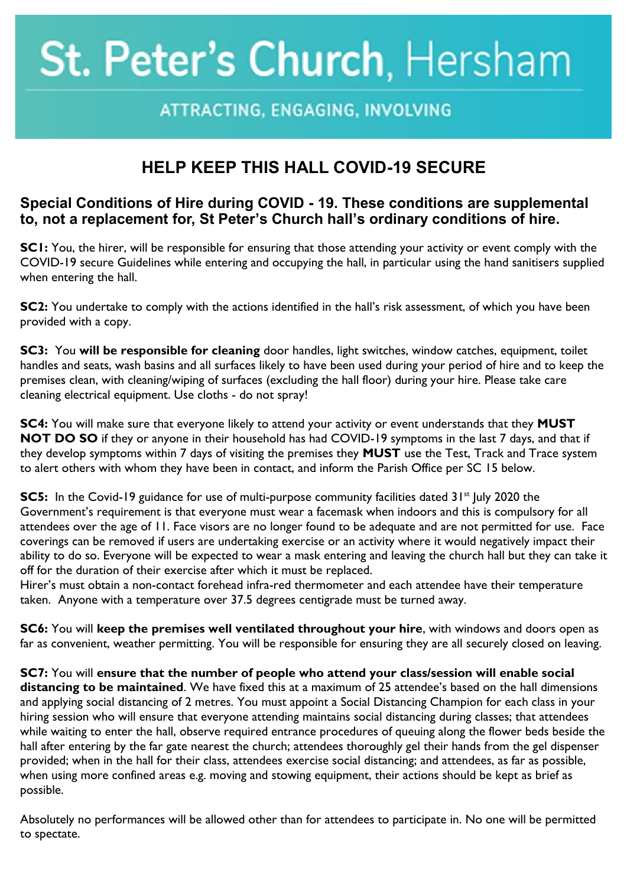# St. Peter's Church, Hersham

ATTRACTING, ENGAGING, INVOLVING

## HELP KEEP THIS HALL COVID-19 SECURE

### Special Conditions of Hire during COVID - 19. These conditions are supplemental to, not a replacement for, St Peter's Church hall's ordinary conditions of hire.

**SC1:** You, the hirer, will be responsible for ensuring that those attending your activity or event comply with the COVID-19 secure Guidelines while entering and occupying the hall, in particular using the hand sanitisers supplied when entering the hall.

**SC2:** You undertake to comply with the actions identified in the hall's risk assessment, of which you have been provided with a copy.

**SC3:** You **will be responsible for cleaning** door handles, light switches, window catches, equipment, toilet handles and seats, wash basins and all surfaces likely to have been used during your period of hire and to keep the premises clean, with cleaning/wiping of surfaces (excluding the hall floor) during your hire. Please take care cleaning electrical equipment. Use cloths - do not spray!

**SC4:** You will make sure that everyone likely to attend your activity or event understands that they **MUST NOT DO SO** if they or anyone in their household has had COVID-19 symptoms in the last 7 days, and that if they develop symptoms within 7 days of visiting the premises they **MUST** use the Test, Track and Trace system to alert others with whom they have been in contact, and inform the Parish Office per SC 15 below.

**SC5:** In the Covid-19 guidance for use of multi-purpose community facilities dated 31st July 2020 the Government's requirement is that everyone must wear a facemask when indoors and this is compulsory for all attendees over the age of 11. Face visors are no longer found to be adequate and are not permitted for use. Face coverings can be removed if users are undertaking exercise or an activity where it would negatively impact their ability to do so. Everyone will be expected to wear a mask entering and leaving the church hall but they can take it off for the duration of their exercise after which it must be replaced.
Hirer's must obtain a non-contact forehead infra-red thermometer and each attendee have their temperature taken. Anyone with a temperature over 37.5 degrees centigrade must be turned away.

**SC6:** You will **keep the premises well ventilated throughout your hire**, with windows and doors open as far as convenient, weather permitting. You will be responsible for ensuring they are all securely closed on leaving.

**SC7:** You will **ensure that the number of people who attend your class/session will enable social distancing to be maintained**. We have fixed this at a maximum of 25 attendee's based on the hall dimensions and applying social distancing of 2 metres. You must appoint a Social Distancing Champion for each class in your hiring session who will ensure that everyone attending maintains social distancing during classes; that attendees while waiting to enter the hall, observe required entrance procedures of queuing along the flower beds beside the hall after entering by the far gate nearest the church; attendees thoroughly gel their hands from the gel dispenser provided; when in the hall for their class, attendees exercise social distancing; and attendees, as far as possible, when using more confined areas e.g. moving and stowing equipment, their actions should be kept as brief as possible.

Absolutely no performances will be allowed other than for attendees to participate in. No one will be permitted to spectate.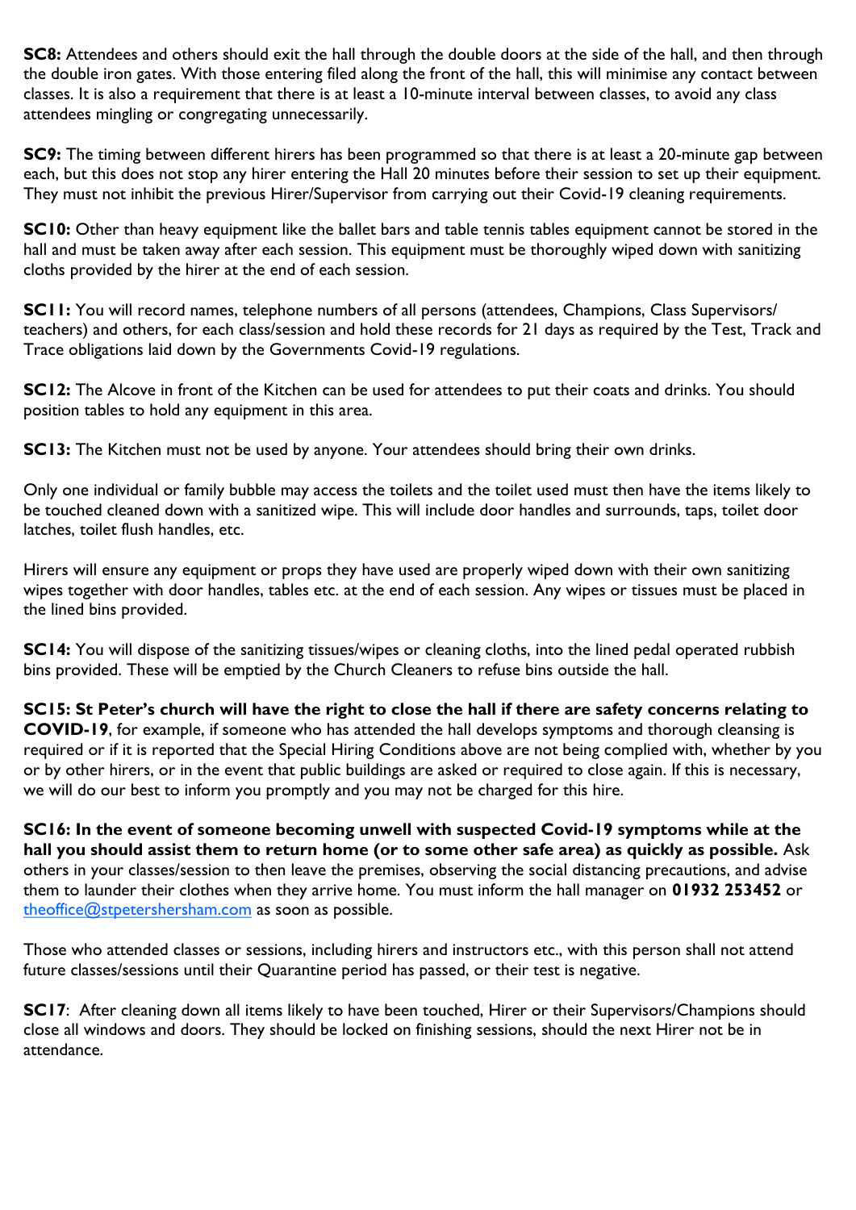**SC8:** Attendees and others should exit the hall through the double doors at the side of the hall, and then through the double iron gates. With those entering filed along the front of the hall, this will minimise any contact between classes. It is also a requirement that there is at least a 10-minute interval between classes, to avoid any class attendees mingling or congregating unnecessarily.

**SC9:** The timing between different hirers has been programmed so that there is at least a 20-minute gap between each, but this does not stop any hirer entering the Hall 20 minutes before their session to set up their equipment. They must not inhibit the previous Hirer/Supervisor from carrying out their Covid-19 cleaning requirements.

**SC10:** Other than heavy equipment like the ballet bars and table tennis tables equipment cannot be stored in the hall and must be taken away after each session. This equipment must be thoroughly wiped down with sanitizing cloths provided by the hirer at the end of each session.

**SC11:** You will record names, telephone numbers of all persons (attendees, Champions, Class Supervisors/ teachers) and others, for each class/session and hold these records for 21 days as required by the Test, Track and Trace obligations laid down by the Governments Covid-19 regulations.

**SC12:** The Alcove in front of the Kitchen can be used for attendees to put their coats and drinks. You should position tables to hold any equipment in this area.

**SC13:** The Kitchen must not be used by anyone. Your attendees should bring their own drinks.

Only one individual or family bubble may access the toilets and the toilet used must then have the items likely to be touched cleaned down with a sanitized wipe. This will include door handles and surrounds, taps, toilet door latches, toilet flush handles, etc.

Hirers will ensure any equipment or props they have used are properly wiped down with their own sanitizing wipes together with door handles, tables etc. at the end of each session. Any wipes or tissues must be placed in the lined bins provided.

**SC14:** You will dispose of the sanitizing tissues/wipes or cleaning cloths, into the lined pedal operated rubbish bins provided. These will be emptied by the Church Cleaners to refuse bins outside the hall.

**SC15: St Peter's church will have the right to close the hall if there are safety concerns relating to COVID-19**, for example, if someone who has attended the hall develops symptoms and thorough cleansing is required or if it is reported that the Special Hiring Conditions above are not being complied with, whether by you or by other hirers, or in the event that public buildings are asked or required to close again. If this is necessary, we will do our best to inform you promptly and you may not be charged for this hire.

**SC16: In the event of someone becoming unwell with suspected Covid-19 symptoms while at the hall you should assist them to return home (or to some other safe area) as quickly as possible.** Ask others in your classes/session to then leave the premises, observing the social distancing precautions, and advise them to launder their clothes when they arrive home. You must inform the hall manager on **01932 253452** or theoffice@stpetershersham.com as soon as possible.

Those who attended classes or sessions, including hirers and instructors etc., with this person shall not attend future classes/sessions until their Quarantine period has passed, or their test is negative.

**SC17**: After cleaning down all items likely to have been touched, Hirer or their Supervisors/Champions should close all windows and doors. They should be locked on finishing sessions, should the next Hirer not be in attendance.